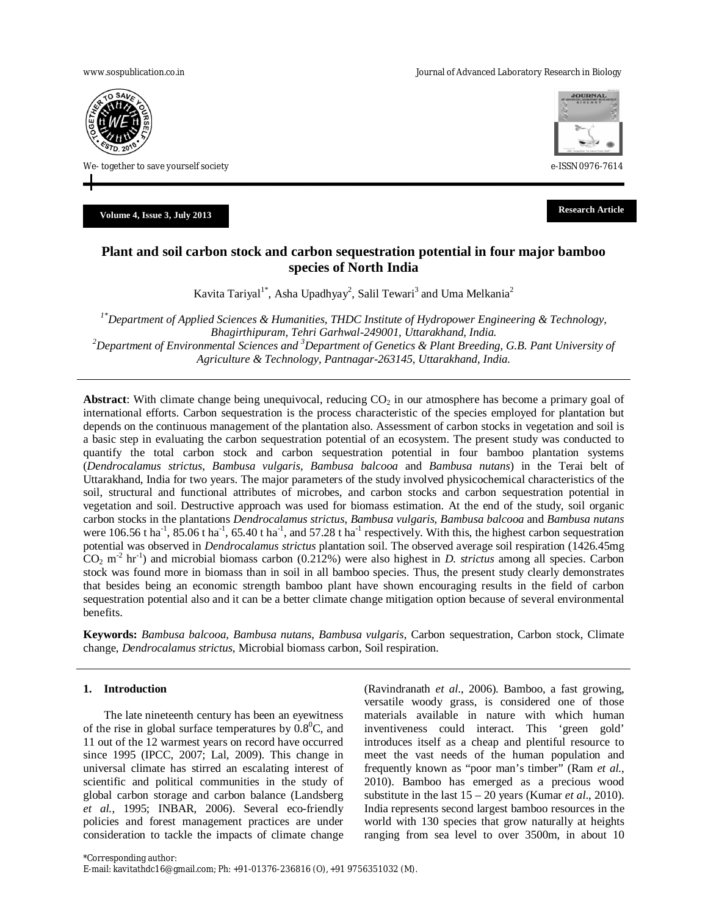Research Article

# Plant and soil carbon stock and carbon sequestration potential in four major bamboo species of North India

Kavita Tariyal[1*], Asha Upadhyay[2], Salil Tewari[3] and Uma Melkania[2]

[1*]*Department of Applied Sciences & Humanities, THDC Institute of Hydropower Engineering & Technology, Bhagirthipuram, Tehri Garhwal-249001, Uttarakhand, India.*
[2]*Department of Environmental Sciences and* [3]*Department of Genetics & Plant Breeding, G.B. Pant University of Agriculture & Technology, Pantnagar-263145, Uttarakhand, India.*

**Abstract**: With climate change being unequivocal, reducing $CO_2$ in our atmosphere has become a primary goal of international efforts. Carbon sequestration is the process characteristic of the species employed for plantation but depends on the continuous management of the plantation also. Assessment of carbon stocks in vegetation and soil is a basic step in evaluating the carbon sequestration potential of an ecosystem. The present study was conducted to quantify the total carbon stock and carbon sequestration potential in four bamboo plantation systems (*Dendrocalamus strictus*, *Bambusa vulgaris*, *Bambusa balcooa* and *Bambusa nutans*) in the Terai belt of Uttarakhand, India for two years. The major parameters of the study involved physicochemical characteristics of the soil, structural and functional attributes of microbes, and carbon stocks and carbon sequestration potential in vegetation and soil. Destructive approach was used for biomass estimation. At the end of the study, soil organic carbon stocks in the plantations *Dendrocalamus strictus*, *Bambusa vulgaris*, *Bambusa balcooa* and *Bambusa nutans* were 106.56 t $ha^{-1}$, 85.06 t $ha^{-1}$, 65.40 t $ha^{-1}$, and 57.28 t $ha^{-1}$ respectively. With this, the highest carbon sequestration potential was observed in *Dendrocalamus strictus* plantation soil. The observed average soil respiration (1426.45mg $CO_2$ $m^{-2}$ $hr^{-1}$) and microbial biomass carbon (0.212%) were also highest in *D. strictus* among all species. Carbon stock was found more in biomass than in soil in all bamboo species. Thus, the present study clearly demonstrates that besides being an economic strength bamboo plant have shown encouraging results in the field of carbon sequestration potential also and it can be a better climate change mitigation option because of several environmental benefits.

**Keywords:** *Bambusa balcooa*, *Bambusa nutans*, *Bambusa vulgaris*, Carbon sequestration, Carbon stock, Climate change, *Dendrocalamus strictus*, Microbial biomass carbon, Soil respiration.

## 1. Introduction

The late nineteenth century has been an eyewitness of the rise in global surface temperatures by $0.8^0$C, and 11 out of the 12 warmest years on record have occurred since 1995 (IPCC, 2007; Lal, 2009). This change in universal climate has stirred an escalating interest of scientific and political communities in the study of global carbon storage and carbon balance (Landsberg *et al.*, 1995; INBAR, 2006). Several eco-friendly policies and forest management practices are under consideration to tackle the impacts of climate change (Ravindranath *et al.*, 2006). Bamboo, a fast growing, versatile woody grass, is considered one of those materials available in nature with which human inventiveness could interact. This 'green gold' introduces itself as a cheap and plentiful resource to meet the vast needs of the human population and frequently known as "poor man's timber" (Ram *et al.*, 2010). Bamboo has emerged as a precious wood substitute in the last 15 – 20 years (Kumar *et al*., 2010). India represents second largest bamboo resources in the world with 130 species that grow naturally at heights ranging from sea level to over 3500m, in about 10

*Corresponding author:
E-mail: kavitathdc16@gmail.com; Ph: +91-01376-236816 (O), +91 9756351032 (M).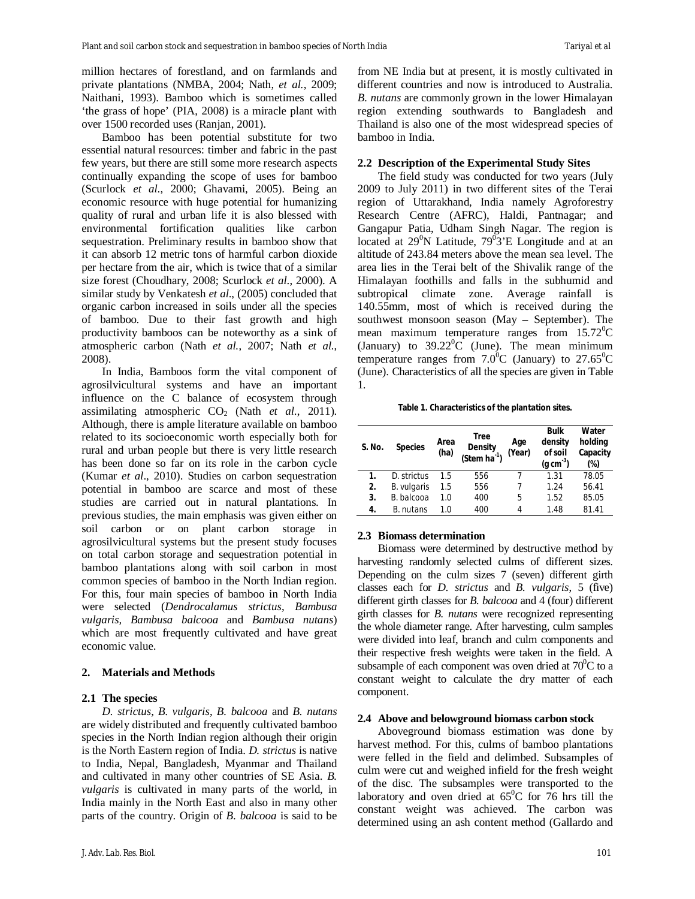million hectares of forestland, and on farmlands and private plantations (NMBA, 2004; Nath, *et al.*, 2009; Naithani, 1993). Bamboo which is sometimes called 'the grass of hope' (PIA, 2008) is a miracle plant with over 1500 recorded uses (Ranjan, 2001).

Bamboo has been potential substitute for two essential natural resources: timber and fabric in the past few years, but there are still some more research aspects continually expanding the scope of uses for bamboo (Scurlock *et al.*, 2000; Ghavami, 2005). Being an economic resource with huge potential for humanizing quality of rural and urban life it is also blessed with environmental fortification qualities like carbon sequestration. Preliminary results in bamboo show that it can absorb 12 metric tons of harmful carbon dioxide per hectare from the air, which is twice that of a similar size forest (Choudhary, 2008; Scurlock *et al.*, 2000). A similar study by Venkatesh *et al.*, (2005) concluded that organic carbon increased in soils under all the species of bamboo. Due to their fast growth and high productivity bamboos can be noteworthy as a sink of atmospheric carbon (Nath *et al.*, 2007; Nath *et al.*, 2008).

In India, Bamboos form the vital component of agrosilvicultural systems and have an important influence on the C balance of ecosystem through assimilating atmospheric $CO_2$ (Nath *et al.*, 2011). Although, there is ample literature available on bamboo related to its socioeconomic worth especially both for rural and urban people but there is very little research has been done so far on its role in the carbon cycle (Kumar *et al.*, 2010). Studies on carbon sequestration potential in bamboo are scarce and most of these studies are carried out in natural plantations. In previous studies, the main emphasis was given either on soil carbon or on plant carbon storage in agrosilvicultural systems but the present study focuses on total carbon storage and sequestration potential in bamboo plantations along with soil carbon in most common species of bamboo in the North Indian region. For this, four main species of bamboo in North India were selected (*Dendrocalamus strictus*, *Bambusa vulgaris, Bambusa balcooa* and *Bambusa nutans*) which are most frequently cultivated and have great economic value.

## 2. Materials and Methods

### 2.1 The species

*D. strictus*, *B. vulgaris*, *B. balcooa* and *B. nutans* are widely distributed and frequently cultivated bamboo species in the North Indian region although their origin is the North Eastern region of India. *D. strictus* is native to India, Nepal, Bangladesh, Myanmar and Thailand and cultivated in many other countries of SE Asia. *B. vulgaris* is cultivated in many parts of the world, in India mainly in the North East and also in many other parts of the country. Origin of *B. balcooa* is said to be from NE India but at present, it is mostly cultivated in different countries and now is introduced to Australia. *B. nutans* are commonly grown in the lower Himalayan region extending southwards to Bangladesh and Thailand is also one of the most widespread species of bamboo in India.

### 2.2 Description of the Experimental Study Sites

The field study was conducted for two years (July 2009 to July 2011) in two different sites of the Terai region of Uttarakhand, India namely Agroforestry Research Centre (AFRC), Haldi, Pantnagar; and Gangapur Patia, Udham Singh Nagar. The region is located at $29^0$N Latitude, $79^03$'E Longitude and at an altitude of 243.84 meters above the mean sea level. The area lies in the Terai belt of the Shivalik range of the Himalayan foothills and falls in the subhumid and subtropical climate zone. Average rainfall is 140.55mm, most of which is received during the southwest monsoon season (May – September). The mean maximum temperature ranges from $15.72^0$C (January) to $39.22^0$C (June). The mean minimum temperature ranges from $7.0^0$C (January) to $27.65^0$C (June). Characteristics of all the species are given in Table 1.

**Table 1. Characteristics of the plantation sites.**

| S. No. | Species | Area (ha) | Tree Density (Stem ha$^{-1}$) | Age (Year) | Bulk density of soil (g cm$^{-3}$) | Water holding Capacity (%) |
|---|---|---|---|---|---|---|
| 1. | D. strictus | 1.5 | 556 | 7 | 1.31 | 78.05 |
| 2. | B. vulgaris | 1.5 | 556 | 7 | 1.24 | 56.41 |
| 3. | B. balcooa | 1.0 | 400 | 5 | 1.52 | 85.05 |
| 4. | B. nutans | 1.0 | 400 | 4 | 1.48 | 81.41 |

### 2.3 Biomass determination

Biomass were determined by destructive method by harvesting randomly selected culms of different sizes. Depending on the culm sizes 7 (seven) different girth classes each for *D. strictus* and *B. vulgaris*, 5 (five) different girth classes for *B. balcooa* and 4 (four) different girth classes for *B. nutans* were recognized representing the whole diameter range. After harvesting, culm samples were divided into leaf, branch and culm components and their respective fresh weights were taken in the field. A subsample of each component was oven dried at $70^0$C to a constant weight to calculate the dry matter of each component.

### 2.4 Above and belowground biomass carbon stock

Aboveground biomass estimation was done by harvest method. For this, culms of bamboo plantations were felled in the field and delimbed. Subsamples of culm were cut and weighed infield for the fresh weight of the disc. The subsamples were transported to the laboratory and oven dried at $65^0$C for 76 hrs till the constant weight was achieved. The carbon was determined using an ash content method (Gallardo and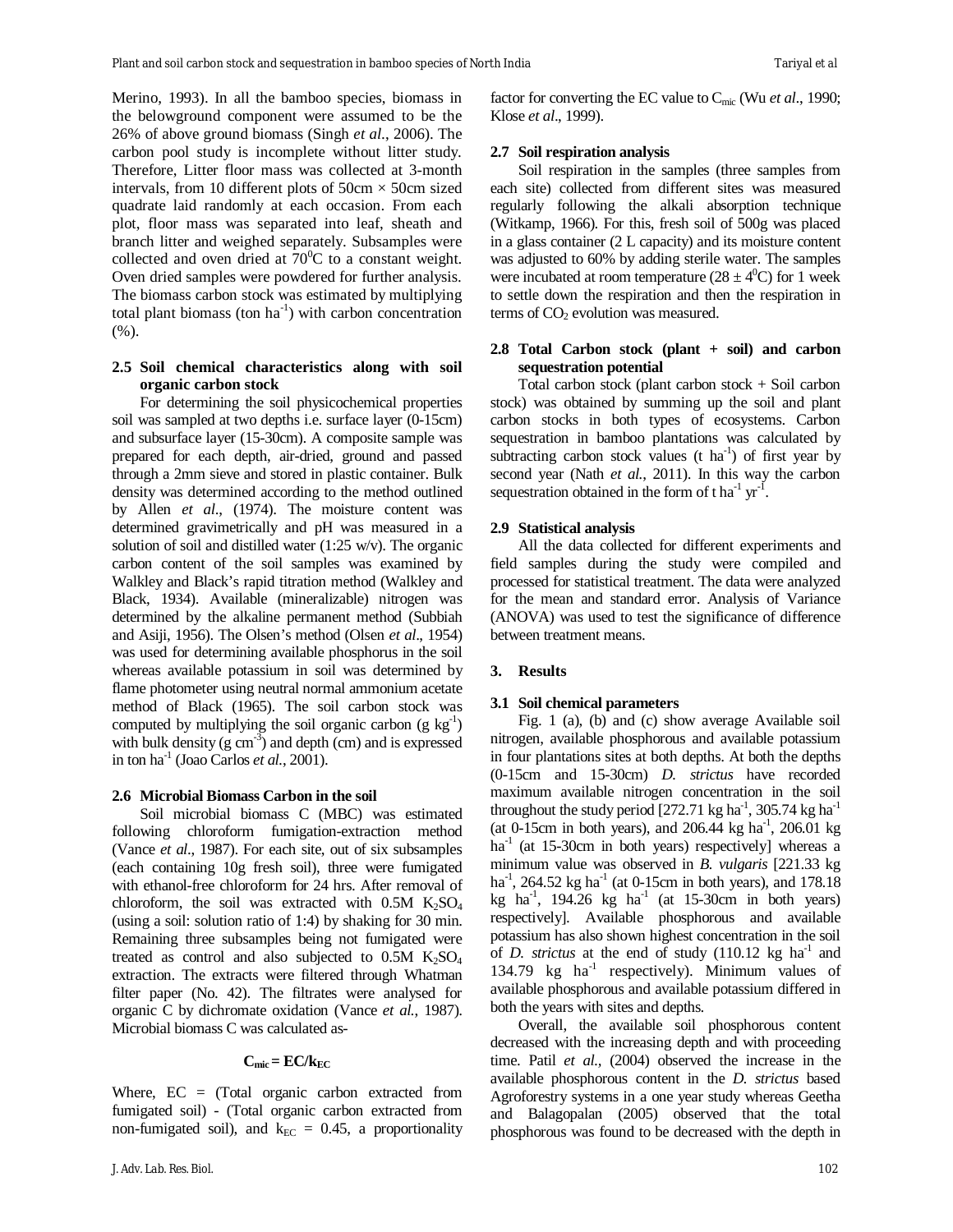Merino, 1993). In all the bamboo species, biomass in the belowground component were assumed to be the 26% of above ground biomass (Singh *et al.*, 2006). The carbon pool study is incomplete without litter study. Therefore, Litter floor mass was collected at 3-month intervals, from 10 different plots of 50cm × 50cm sized quadrate laid randomly at each occasion. From each plot, floor mass was separated into leaf, sheath and branch litter and weighed separately. Subsamples were collected and oven dried at $70^0$C to a constant weight. Oven dried samples were powdered for further analysis. The biomass carbon stock was estimated by multiplying total plant biomass (ton $ha^{-1}$) with carbon concentration (%).

### 2.5 Soil chemical characteristics along with soil organic carbon stock

For determining the soil physicochemical properties soil was sampled at two depths i.e. surface layer (0-15cm) and subsurface layer (15-30cm). A composite sample was prepared for each depth, air-dried, ground and passed through a 2mm sieve and stored in plastic container. Bulk density was determined according to the method outlined by Allen *et al*., (1974). The moisture content was determined gravimetrically and pH was measured in a solution of soil and distilled water (1:25 w/v). The organic carbon content of the soil samples was examined by Walkley and Black's rapid titration method (Walkley and Black, 1934). Available (mineralizable) nitrogen was determined by the alkaline permanent method (Subbiah and Asiji, 1956). The Olsen's method (Olsen *et al*., 1954) was used for determining available phosphorus in the soil whereas available potassium in soil was determined by flame photometer using neutral normal ammonium acetate method of Black (1965). The soil carbon stock was computed by multiplying the soil organic carbon (g $kg^{-1}$) with bulk density (g $cm^{-3}$) and depth (cm) and is expressed in ton $ha^{-1}$ (Joao Carlos *et al.*, 2001).

### 2.6 Microbial Biomass Carbon in the soil

Soil microbial biomass C (MBC) was estimated following chloroform fumigation-extraction method (Vance *et al*., 1987). For each site, out of six subsamples (each containing 10g fresh soil), three were fumigated with ethanol-free chloroform for 24 hrs. After removal of chloroform, the soil was extracted with 0.5M $K_2SO_4$ (using a soil: solution ratio of 1:4) by shaking for 30 min. Remaining three subsamples being not fumigated were treated as control and also subjected to 0.5M $K_2SO_4$ extraction. The extracts were filtered through Whatman filter paper (No. 42). The filtrates were analysed for organic C by dichromate oxidation (Vance *et al.*, 1987). Microbial biomass C was calculated as-

$$\mathbf{C_{mic} = EC/k_{EC}}$$

Where, EC = (Total organic carbon extracted from fumigated soil) - (Total organic carbon extracted from non-fumigated soil), and $k_{EC}$ = 0.45, a proportionality factor for converting the EC value to $C_{mic}$ (Wu *et al*., 1990; Klose *et al*., 1999).

### 2.7 Soil respiration analysis

Soil respiration in the samples (three samples from each site) collected from different sites was measured regularly following the alkali absorption technique (Witkamp, 1966). For this, fresh soil of 500g was placed in a glass container (2 L capacity) and its moisture content was adjusted to 60% by adding sterile water. The samples were incubated at room temperature ($28 \pm 4^0$C) for 1 week to settle down the respiration and then the respiration in terms of $CO_2$ evolution was measured.

### 2.8 Total Carbon stock (plant + soil) and carbon sequestration potential

Total carbon stock (plant carbon stock + Soil carbon stock) was obtained by summing up the soil and plant carbon stocks in both types of ecosystems. Carbon sequestration in bamboo plantations was calculated by subtracting carbon stock values (t $ha^{-1}$) of first year by second year (Nath *et al.*, 2011). In this way the carbon sequestration obtained in the form of t $ha^{-1}$ $yr^{-1}$.

### 2.9 Statistical analysis

All the data collected for different experiments and field samples during the study were compiled and processed for statistical treatment. The data were analyzed for the mean and standard error. Analysis of Variance (ANOVA) was used to test the significance of difference between treatment means.

## 3. Results

### 3.1 Soil chemical parameters

Fig. 1 (a), (b) and (c) show average Available soil nitrogen, available phosphorous and available potassium in four plantations sites at both depths. At both the depths (0-15cm and 15-30cm) *D. strictus* have recorded maximum available nitrogen concentration in the soil throughout the study period [272.71 kg $ha^{-1}$, 305.74 kg $ha^{-1}$ (at 0-15cm in both years), and 206.44 kg $ha^{-1}$, 206.01 kg $ha^{-1}$ (at 15-30cm in both years) respectively] whereas a minimum value was observed in *B. vulgaris* [221.33 kg $ha^{-1}$, 264.52 kg $ha^{-1}$ (at 0-15cm in both years), and 178.18 kg $ha^{-1}$, 194.26 kg $ha^{-1}$ (at 15-30cm in both years) respectively]. Available phosphorous and available potassium has also shown highest concentration in the soil of *D. strictus* at the end of study (110.12 kg $ha^{-1}$ and 134.79 kg $ha^{-1}$ respectively). Minimum values of available phosphorous and available potassium differed in both the years with sites and depths.

Overall, the available soil phosphorous content decreased with the increasing depth and with proceeding time. Patil *et al.,* (2004) observed the increase in the available phosphorous content in the *D. strictus* based Agroforestry systems in a one year study whereas Geetha and Balagopalan (2005) observed that the total phosphorous was found to be decreased with the depth in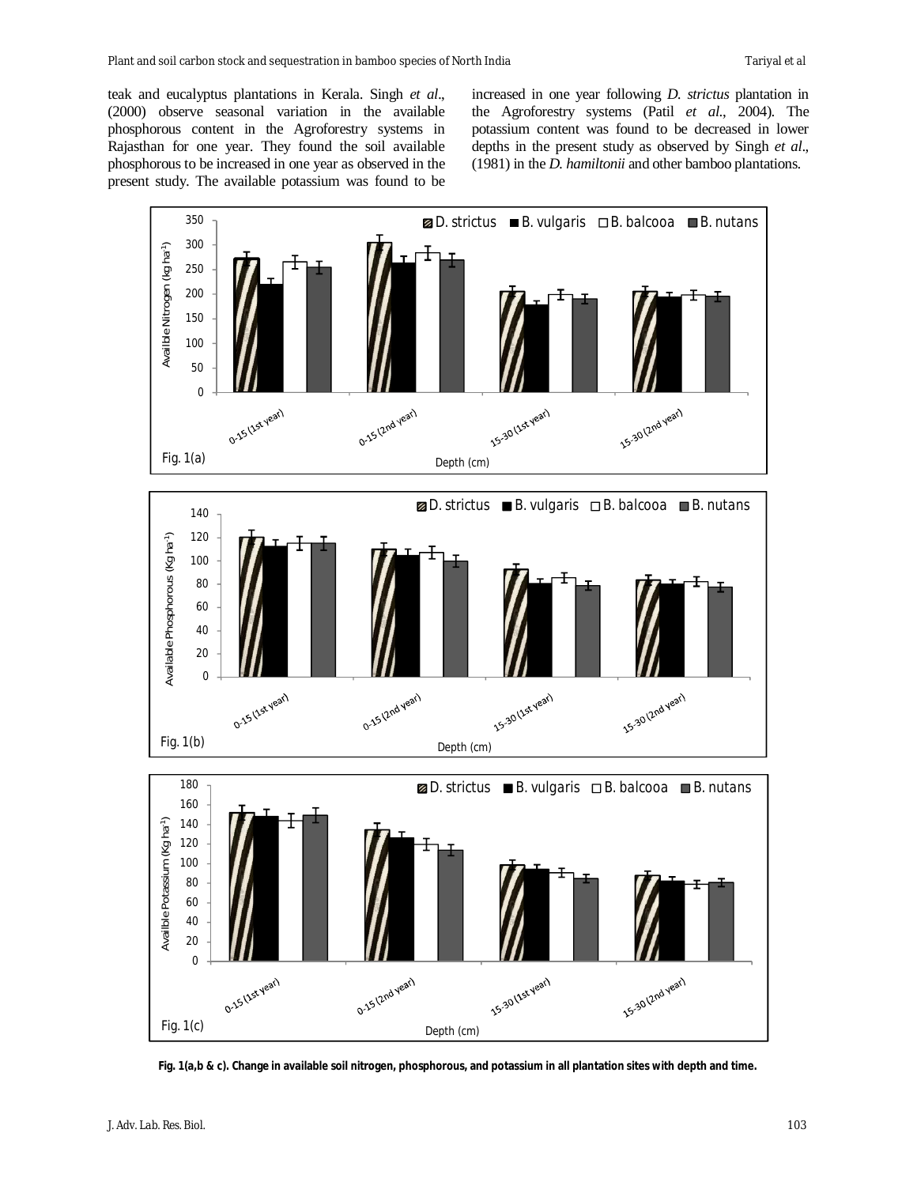teak and eucalyptus plantations in Kerala. Singh *et al*., (2000) observe seasonal variation in the available phosphorous content in the Agroforestry systems in Rajasthan for one year. They found the soil available phosphorous to be increased in one year as observed in the present study. The available potassium was found to be increased in one year following *D. strictus* plantation in the Agroforestry systems (Patil *et al*., 2004). The potassium content was found to be decreased in lower depths in the present study as observed by Singh *et al*., (1981) in the *D. hamiltonii* and other bamboo plantations.

**Fig. 1(a,b & c). Change in available soil nitrogen, phosphorous, and potassium in all plantation sites with depth and time.**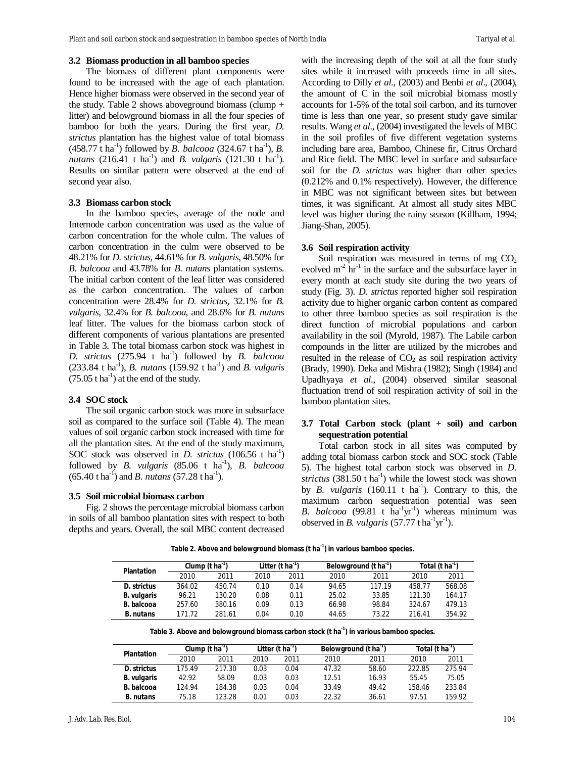### 3.2 Biomass production in all bamboo species

The biomass of different plant components were found to be increased with the age of each plantation. Hence higher biomass were observed in the second year of the study. Table 2 shows aboveground biomass (clump + litter) and belowground biomass in all the four species of bamboo for both the years. During the first year, *D. strictus* plantation has the highest value of total biomass (458.77 t ha$^{-1}$) followed by *B. balcooa* (324.67 t ha$^{-1}$), *B. nutans* (216.41 t ha$^{-1}$) and *B. vulgaris* (121.30 t ha$^{-1}$). Results on similar pattern were observed at the end of second year also.

### 3.3 Biomass carbon stock

In the bamboo species, average of the node and Internode carbon concentration was used as the value of carbon concentration for the whole culm. The values of carbon concentration in the culm were observed to be 48.21% for *D. strictus*, 44.61% for *B. vulgaris*, 48.50% for *B. balcooa* and 43.78% for *B. nutans* plantation systems. The initial carbon content of the leaf litter was considered as the carbon concentration. The values of carbon concentration were 28.4% for *D. strictus*, 32.1% for *B. vulgaris*, 32.4% for *B. balcooa*, and 28.6% for *B. nutans* leaf litter. The values for the biomass carbon stock of different components of various plantations are presented in Table 3. The total biomass carbon stock was highest in *D. strictus* (275.94 t ha$^{-1}$) followed by *B. balcooa* (233.84 t ha$^{-1}$), *B. nutans* (159.92 t ha$^{-1}$) and *B. vulgaris* (75.05 t ha$^{-1}$) at the end of the study.

### 3.4 SOC stock

The soil organic carbon stock was more in subsurface soil as compared to the surface soil (Table 4). The mean values of soil organic carbon stock increased with time for all the plantation sites. At the end of the study maximum, SOC stock was observed in *D. strictus* (106.56 t ha$^{-1}$) followed by *B. vulgaris* (85.06 t ha$^{-1}$), *B. balcooa* (65.40 t ha$^{-1}$) and *B. nutans* (57.28 t ha$^{-1}$).

### 3.5 Soil microbial biomass carbon

Fig. 2 shows the percentage microbial biomass carbon in soils of all bamboo plantation sites with respect to both depths and years. Overall, the soil MBC content decreased with the increasing depth of the soil at all the four study sites while it increased with proceeds time in all sites. According to Dilly *et al*., (2003) and Benbi *et al*., (2004), the amount of C in the soil microbial biomass mostly accounts for 1-5% of the total soil carbon, and its turnover time is less than one year, so present study gave similar results. Wang *et al*., (2004) investigated the levels of MBC in the soil profiles of five different vegetation systems including bare area, Bamboo, Chinese fir, Citrus Orchard and Rice field. The MBC level in surface and subsurface soil for the *D. strictus* was higher than other species (0.212% and 0.1% respectively). However, the difference in MBC was not significant between sites but between times, it was significant. At almost all study sites MBC level was higher during the rainy season (Killham, 1994; Jiang-Shan, 2005).

### 3.6 Soil respiration activity

Soil respiration was measured in terms of mg $CO_2$ evolved m$^{-2}$ hr$^{-1}$ in the surface and the subsurface layer in every month at each study site during the two years of study (Fig. 3). *D. strictus* reported higher soil respiration activity due to higher organic carbon content as compared to other three bamboo species as soil respiration is the direct function of microbial populations and carbon availability in the soil (Myrold, 1987). The Labile carbon compounds in the litter are utilized by the microbes and resulted in the release of $CO_2$ as soil respiration activity (Brady, 1990). Deka and Mishra (1982); Singh (1984) and Upadhyaya *et al*., (2004) observed similar seasonal fluctuation trend of soil respiration activity of soil in the bamboo plantation sites.

### 3.7 Total Carbon stock (plant + soil) and carbon sequestration potential

Total carbon stock in all sites was computed by adding total biomass carbon stock and SOC stock (Table 5). The highest total carbon stock was observed in *D. strictus* (381.50 t ha$^{-1}$) while the lowest stock was shown by *B. vulgaris* (160.11 t ha$^{-1}$). Contrary to this, the maximum carbon sequestration potential was seen *B. balcooa* (99.81 t ha$^{-1}$yr$^{-1}$) whereas minimum was observed in *B. vulgaris* (57.77 t ha$^{-1}$yr$^{-1}$).

**Table 2. Above and belowground biomass (t ha$^{-1}$) in various bamboo species.**

| Plantation | Clump (t ha$^{-1}$) | | Litter (t ha$^{-1}$) | | Belowground (t ha$^{-1}$) | | Total (t ha$^{-1}$) | |
|---|---|---|---|---|---|---|---|---|
| | 2010 | 2011 | 2010 | 2011 | 2010 | 2011 | 2010 | 2011 |
| **D. strictus** | 364.02 | 450.74 | 0.10 | 0.14 | 94.65 | 117.19 | 458.77 | 568.08 |
| **B. vulgaris** | 96.21 | 130.20 | 0.08 | 0.11 | 25.02 | 33.85 | 121.30 | 164.17 |
| **B. balcooa** | 257.60 | 380.16 | 0.09 | 0.13 | 66.98 | 98.84 | 324.67 | 479.13 |
| **B. nutans** | 171.72 | 281.61 | 0.04 | 0.10 | 44.65 | 73.22 | 216.41 | 354.92 |

**Table 3. Above and belowground biomass carbon stock (t ha$^{-1}$) in various bamboo species.**

| Plantation | Clump (t ha$^{-1}$) | | Litter (t ha$^{-1}$) | | Belowground (t ha$^{-1}$) | | Total (t ha$^{-1}$) | |
|---|---|---|---|---|---|---|---|---|
| | 2010 | 2011 | 2010 | 2011 | 2010 | 2011 | 2010 | 2011 |
| **D. strictus** | 175.49 | 217.30 | 0.03 | 0.04 | 47.32 | 58.60 | 222.85 | 275.94 |
| **B. vulgaris** | 42.92 | 58.09 | 0.03 | 0.03 | 12.51 | 16.93 | 55.45 | 75.05 |
| **B. balcooa** | 124.94 | 184.38 | 0.03 | 0.04 | 33.49 | 49.42 | 158.46 | 233.84 |
| **B. nutans** | 75.18 | 123.28 | 0.01 | 0.03 | 22.32 | 36.61 | 97.51 | 159.92 |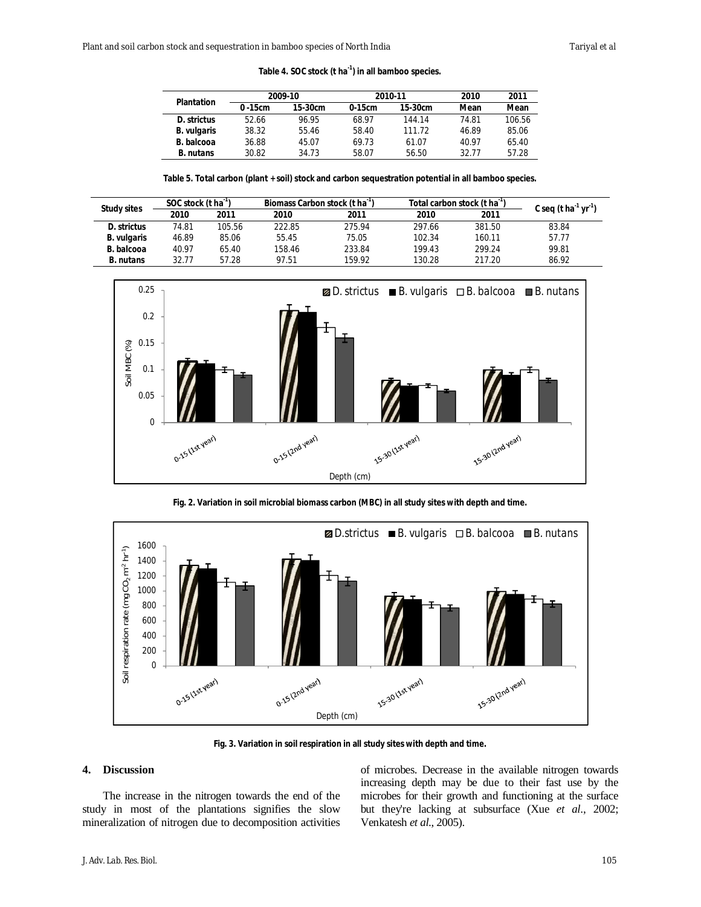**Table 4. SOC stock (t $ha^{-1}$) in all bamboo species.**

| Plantation | 2009-10 | | 2010-11 | | 2010 | 2011 |
|---|---|---|---|---|---|---|
| | 0-15cm | 15-30cm | 0-15cm | 15-30cm | Mean | Mean |
| D. strictus | 52.66 | 96.95 | 68.97 | 144.14 | 74.81 | 106.56 |
| B. vulgaris | 38.32 | 55.46 | 58.40 | 111.72 | 46.89 | 85.06 |
| B. balcooa | 36.88 | 45.07 | 69.73 | 61.07 | 40.97 | 65.40 |
| B. nutans | 30.82 | 34.73 | 58.07 | 56.50 | 32.77 | 57.28 |

**Table 5. Total carbon (plant + soil) stock and carbon sequestration potential in all bamboo species.**

| Study sites | SOC stock (t $ha^{-1}$) | | Biomass Carbon stock (t $ha^{-1}$) | | Total carbon stock (t $ha^{-1}$) | | C seq (t $ha^{-1}$ $yr^{-1}$) |
|---|---|---|---|---|---|---|---|
| | 2010 | 2011 | 2010 | 2011 | 2010 | 2011 | |
| D. strictus | 74.81 | 105.56 | 222.85 | 275.94 | 297.66 | 381.50 | 83.84 |
| B. vulgaris | 46.89 | 85.06 | 55.45 | 75.05 | 102.34 | 160.11 | 57.77 |
| B. balcooa | 40.97 | 65.40 | 158.46 | 233.84 | 199.43 | 299.24 | 99.81 |
| B. nutans | 32.77 | 57.28 | 97.51 | 159.92 | 130.28 | 217.20 | 86.92 |

**Fig. 2. Variation in soil microbial biomass carbon (MBC) in all study sites with depth and time.**

**Fig. 3. Variation in soil respiration in all study sites with depth and time.**

## 4. Discussion

The increase in the nitrogen towards the end of the study in most of the plantations signifies the slow mineralization of nitrogen due to decomposition activities of microbes. Decrease in the available nitrogen towards increasing depth may be due to their fast use by the microbes for their growth and functioning at the surface but they're lacking at subsurface (Xue *et al*., 2002; Venkatesh *et al*., 2005).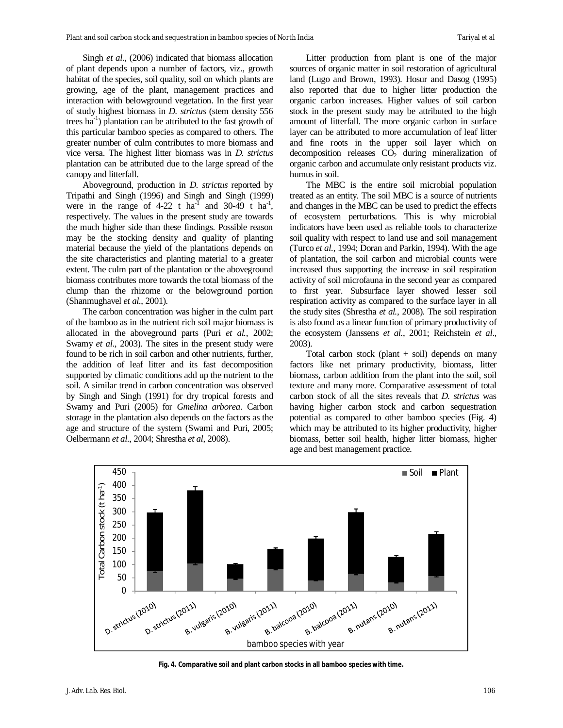Singh *et al*., (2006) indicated that biomass allocation of plant depends upon a number of factors, viz., growth habitat of the species, soil quality, soil on which plants are growing, age of the plant, management practices and interaction with belowground vegetation. In the first year of study highest biomass in *D. strictus* (stem density 556 trees $ha^{-1}$) plantation can be attributed to the fast growth of this particular bamboo species as compared to others. The greater number of culm contributes to more biomass and vice versa. The highest litter biomass was in *D. strictus* plantation can be attributed due to the large spread of the canopy and litterfall.

Aboveground, production in *D. strictus* reported by Tripathi and Singh (1996) and Singh and Singh (1999) were in the range of 4-22 t $ha^{-1}$ and 30-49 t $ha^{-1}$, respectively. The values in the present study are towards the much higher side than these findings. Possible reason may be the stocking density and quality of planting material because the yield of the plantations depends on the site characteristics and planting material to a greater extent. The culm part of the plantation or the aboveground biomass contributes more towards the total biomass of the clump than the rhizome or the belowground portion (Shanmughavel *et al*., 2001).

The carbon concentration was higher in the culm part of the bamboo as in the nutrient rich soil major biomass is allocated in the aboveground parts (Puri *et al.*, 2002; Swamy *et al*., 2003). The sites in the present study were found to be rich in soil carbon and other nutrients, further, the addition of leaf litter and its fast decomposition supported by climatic conditions add up the nutrient to the soil. A similar trend in carbon concentration was observed by Singh and Singh (1991) for dry tropical forests and Swamy and Puri (2005) for *Gmelina arborea*. Carbon storage in the plantation also depends on the factors as the age and structure of the system (Swami and Puri, 2005; Oelbermann *et al*., 2004; Shrestha *et al*, 2008).

Litter production from plant is one of the major sources of organic matter in soil restoration of agricultural land (Lugo and Brown, 1993). Hosur and Dasog (1995) also reported that due to higher litter production the organic carbon increases. Higher values of soil carbon stock in the present study may be attributed to the high amount of litterfall. The more organic carbon in surface layer can be attributed to more accumulation of leaf litter and fine roots in the upper soil layer which on decomposition releases $CO_2$ during mineralization of organic carbon and accumulate only resistant products viz. humus in soil.

The MBC is the entire soil microbial population treated as an entity. The soil MBC is a source of nutrients and changes in the MBC can be used to predict the effects of ecosystem perturbations. This is why microbial indicators have been used as reliable tools to characterize soil quality with respect to land use and soil management (Turco *et al.*, 1994; Doran and Parkin, 1994). With the age of plantation, the soil carbon and microbial counts were increased thus supporting the increase in soil respiration activity of soil microfauna in the second year as compared to first year. Subsurface layer showed lesser soil respiration activity as compared to the surface layer in all the study sites (Shrestha *et al.*, 2008). The soil respiration is also found as a linear function of primary productivity of the ecosystem (Janssens *et al.*, 2001; Reichstein *et al*., 2003).

Total carbon stock (plant + soil) depends on many factors like net primary productivity, biomass, litter biomass, carbon addition from the plant into the soil, soil texture and many more. Comparative assessment of total carbon stock of all the sites reveals that *D. strictus* was having higher carbon stock and carbon sequestration potential as compared to other bamboo species (Fig. 4) which may be attributed to its higher productivity, higher biomass, better soil health, higher litter biomass, higher age and best management practice.

**Fig. 4. Comparative soil and plant carbon stocks in all bamboo species with time.**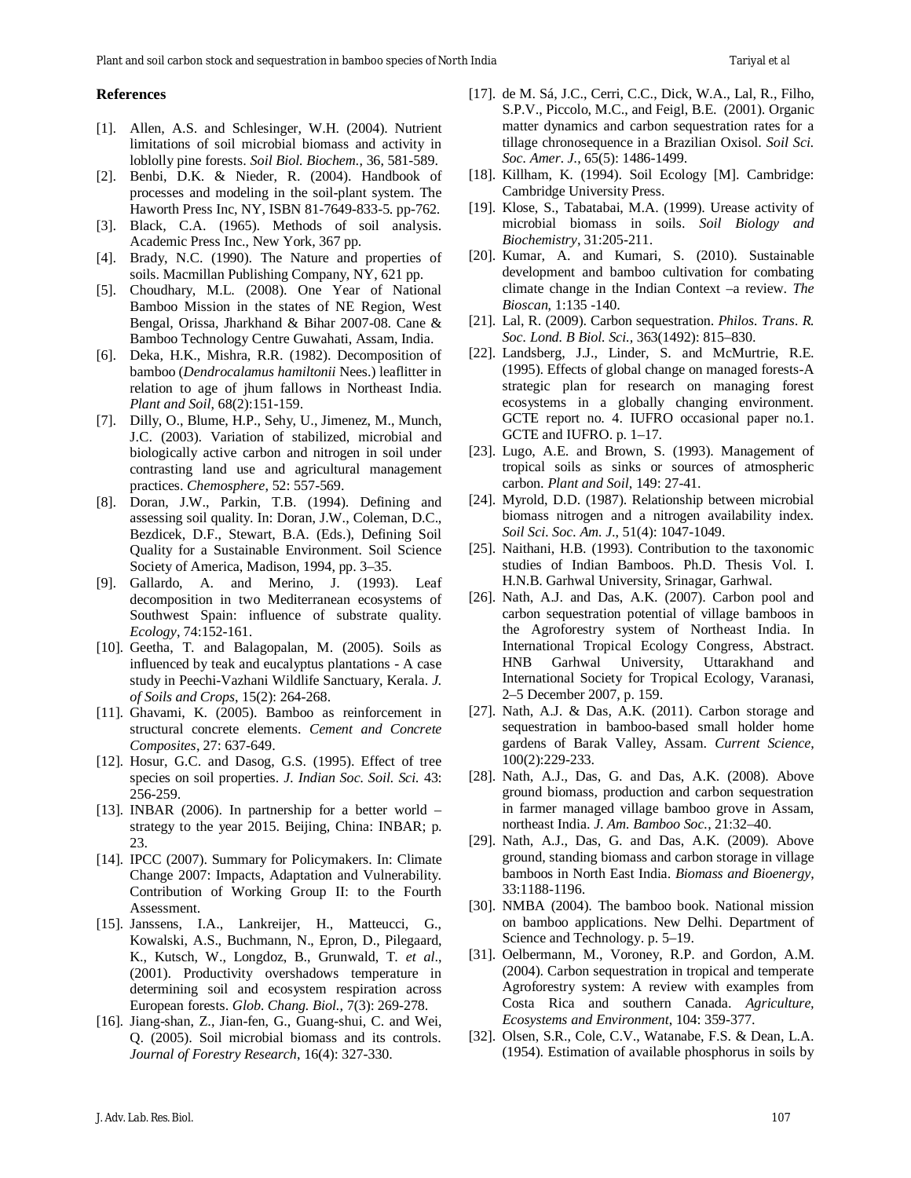## References

[1]. Allen, A.S. and Schlesinger, W.H. (2004). Nutrient limitations of soil microbial biomass and activity in loblolly pine forests. *Soil Biol. Biochem.*, 36, 581-589.

[2]. Benbi, D.K. & Nieder, R. (2004). Handbook of processes and modeling in the soil-plant system. The Haworth Press Inc, NY, ISBN 81-7649-833-5. pp-762.

[3]. Black, C.A. (1965). Methods of soil analysis. Academic Press Inc., New York, 367 pp.

[4]. Brady, N.C. (1990). The Nature and properties of soils. Macmillan Publishing Company, NY, 621 pp.

[5]. Choudhary, M.L. (2008). One Year of National Bamboo Mission in the states of NE Region, West Bengal, Orissa, Jharkhand & Bihar 2007-08. Cane & Bamboo Technology Centre Guwahati, Assam, India.

[6]. Deka, H.K., Mishra, R.R. (1982). Decomposition of bamboo (*Dendrocalamus hamiltonii* Nees.) leaflitter in relation to age of jhum fallows in Northeast India. *Plant and Soil*, 68(2):151-159.

[7]. Dilly, O., Blume, H.P., Sehy, U., Jimenez, M., Munch, J.C. (2003). Variation of stabilized, microbial and biologically active carbon and nitrogen in soil under contrasting land use and agricultural management practices. *Chemosphere*, 52: 557-569.

[8]. Doran, J.W., Parkin, T.B. (1994). Defining and assessing soil quality. In: Doran, J.W., Coleman, D.C., Bezdicek, D.F., Stewart, B.A. (Eds.), Defining Soil Quality for a Sustainable Environment. Soil Science Society of America, Madison, 1994, pp. 3–35.

[9]. Gallardo, A. and Merino, J. (1993). Leaf decomposition in two Mediterranean ecosystems of Southwest Spain: influence of substrate quality. *Ecology*, 74:152-161.

[10]. Geetha, T. and Balagopalan, M. (2005). Soils as influenced by teak and eucalyptus plantations - A case study in Peechi-Vazhani Wildlife Sanctuary, Kerala. *J. of Soils and Crops*, 15(2): 264-268.

[11]. Ghavami, K. (2005). Bamboo as reinforcement in structural concrete elements. *Cement and Concrete Composites*, 27: 637-649.

[12]. Hosur, G.C. and Dasog, G.S. (1995). Effect of tree species on soil properties. *J. Indian Soc. Soil. Sci.* 43: 256-259.

[13]. INBAR (2006). In partnership for a better world – strategy to the year 2015. Beijing, China: INBAR; p. 23.

[14]. IPCC (2007). Summary for Policymakers. In: Climate Change 2007: Impacts, Adaptation and Vulnerability. Contribution of Working Group II: to the Fourth Assessment.

[15]. Janssens, I.A., Lankreijer, H., Matteucci, G., Kowalski, A.S., Buchmann, N., Epron, D., Pilegaard, K., Kutsch, W., Longdoz, B., Grunwald, T. *et al*., (2001). Productivity overshadows temperature in determining soil and ecosystem respiration across European forests. *Glob. Chang. Biol.*, 7(3): 269-278.

[16]. Jiang-shan, Z., Jian-fen, G., Guang-shui, C. and Wei, Q. (2005). Soil microbial biomass and its controls. *Journal of Forestry Research*, 16(4): 327-330.

[17]. de M. Sá, J.C., Cerri, C.C., Dick, W.A., Lal, R., Filho, S.P.V., Piccolo, M.C., and Feigl, B.E. (2001). Organic matter dynamics and carbon sequestration rates for a tillage chronosequence in a Brazilian Oxisol. *Soil Sci. Soc. Amer. J.*, 65(5): 1486-1499.

[18]. Killham, K. (1994). Soil Ecology [M]. Cambridge: Cambridge University Press.

[19]. Klose, S., Tabatabai, M.A. (1999). Urease activity of microbial biomass in soils. *Soil Biology and Biochemistry*, 31:205-211.

[20]. Kumar, A. and Kumari, S. (2010). Sustainable development and bamboo cultivation for combating climate change in the Indian Context –a review. *The Bioscan*, 1:135 -140.

[21]. Lal, R. (2009). Carbon sequestration. *Philos. Trans. R. Soc. Lond. B Biol. Sci.*, 363(1492): 815–830.

[22]. Landsberg, J.J., Linder, S. and McMurtrie, R.E. (1995). Effects of global change on managed forests-A strategic plan for research on managing forest ecosystems in a globally changing environment. GCTE report no. 4. IUFRO occasional paper no.1. GCTE and IUFRO. p. 1–17.

[23]. Lugo, A.E. and Brown, S. (1993). Management of tropical soils as sinks or sources of atmospheric carbon. *Plant and Soil*, 149: 27-41.

[24]. Myrold, D.D. (1987). Relationship between microbial biomass nitrogen and a nitrogen availability index. *Soil Sci. Soc. Am. J.*, 51(4): 1047-1049.

[25]. Naithani, H.B. (1993). Contribution to the taxonomic studies of Indian Bamboos. Ph.D. Thesis Vol. I. H.N.B. Garhwal University, Srinagar, Garhwal.

[26]. Nath, A.J. and Das, A.K. (2007). Carbon pool and carbon sequestration potential of village bamboos in the Agroforestry system of Northeast India. In International Tropical Ecology Congress, Abstract. HNB Garhwal University, Uttarakhand and International Society for Tropical Ecology, Varanasi, 2–5 December 2007, p. 159.

[27]. Nath, A.J. & Das, A.K. (2011). Carbon storage and sequestration in bamboo-based small holder home gardens of Barak Valley, Assam. *Current Science*, 100(2):229-233.

[28]. Nath, A.J., Das, G. and Das, A.K. (2008). Above ground biomass, production and carbon sequestration in farmer managed village bamboo grove in Assam, northeast India. *J. Am. Bamboo Soc.*, 21:32–40.

[29]. Nath, A.J., Das, G. and Das, A.K. (2009). Above ground, standing biomass and carbon storage in village bamboos in North East India. *Biomass and Bioenergy*, 33:1188-1196.

[30]. NMBA (2004). The bamboo book. National mission on bamboo applications. New Delhi. Department of Science and Technology. p. 5–19.

[31]. Oelbermann, M., Voroney, R.P. and Gordon, A.M. (2004). Carbon sequestration in tropical and temperate Agroforestry system: A review with examples from Costa Rica and southern Canada. *Agriculture, Ecosystems and Environment*, 104: 359-377.

[32]. Olsen, S.R., Cole, C.V., Watanabe, F.S. & Dean, L.A. (1954). Estimation of available phosphorus in soils by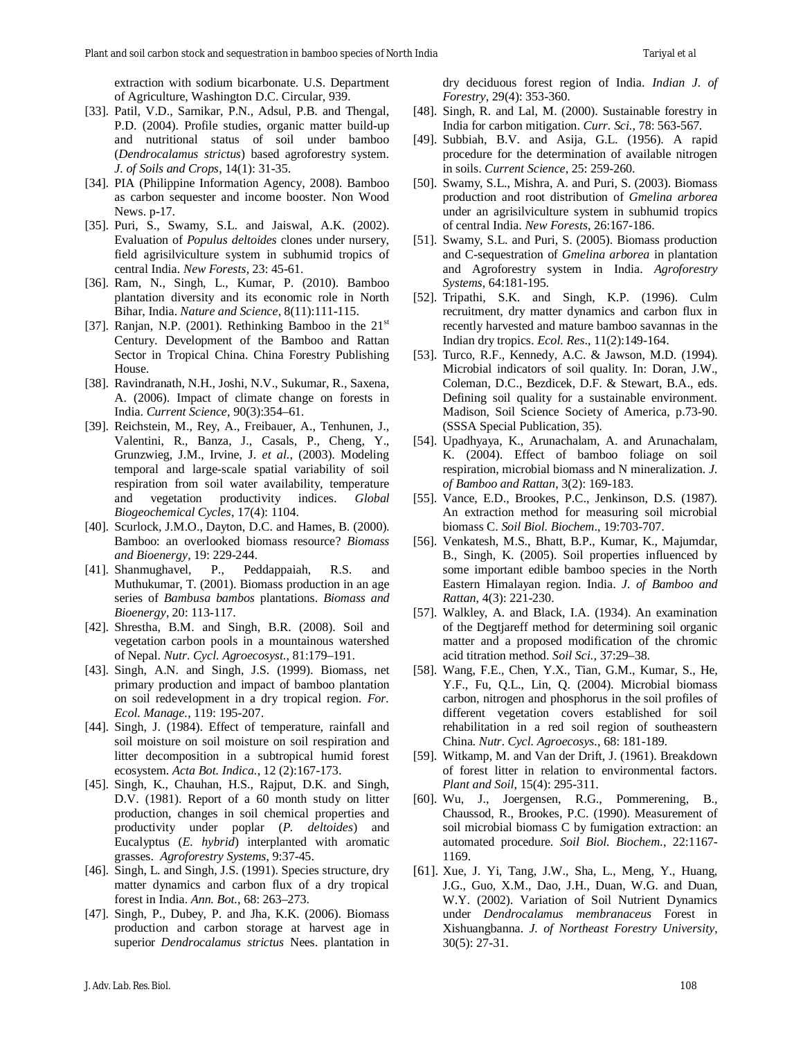extraction with sodium bicarbonate. U.S. Department of Agriculture, Washington D.C. Circular, 939.

[33]. Patil, V.D., Sarnikar, P.N., Adsul, P.B. and Thengal, P.D. (2004). Profile studies, organic matter build-up and nutritional status of soil under bamboo (*Dendrocalamus strictus*) based agroforestry system. *J. of Soils and Crops*, 14(1): 31-35.

[34]. PIA (Philippine Information Agency, 2008). Bamboo as carbon sequester and income booster. Non Wood News. p-17.

[35]. Puri, S., Swamy, S.L. and Jaiswal, A.K. (2002). Evaluation of *Populus deltoides* clones under nursery, field agrisilviculture system in subhumid tropics of central India. *New Forests*, 23: 45-61.

[36]. Ram, N., Singh, L., Kumar, P. (2010). Bamboo plantation diversity and its economic role in North Bihar, India. *Nature and Science*, 8(11):111-115.

[37]. Ranjan, N.P. (2001). Rethinking Bamboo in the 21st Century. Development of the Bamboo and Rattan Sector in Tropical China. China Forestry Publishing House.

[38]. Ravindranath, N.H., Joshi, N.V., Sukumar, R., Saxena, A. (2006). Impact of climate change on forests in India. *Current Science*, 90(3):354–61.

[39]. Reichstein, M., Rey, A., Freibauer, A., Tenhunen, J., Valentini, R., Banza, J., Casals, P., Cheng, Y., Grunzwieg, J.M., Irvine, J. *et al.*, (2003). Modeling temporal and large-scale spatial variability of soil respiration from soil water availability, temperature and vegetation productivity indices. *Global Biogeochemical Cycles*, 17(4): 1104.

[40]. Scurlock, J.M.O., Dayton, D.C. and Hames, B. (2000). Bamboo: an overlooked biomass resource? *Biomass and Bioenergy*, 19: 229-244.

[41]. Shanmughavel, P., Peddappaiah, R.S. and Muthukumar, T. (2001). Biomass production in an age series of *Bambusa bambos* plantations. *Biomass and Bioenergy*, 20: 113-117.

[42]. Shrestha, B.M. and Singh, B.R. (2008). Soil and vegetation carbon pools in a mountainous watershed of Nepal. *Nutr. Cycl. Agroecosyst.*, 81:179–191.

[43]. Singh, A.N. and Singh, J.S. (1999). Biomass, net primary production and impact of bamboo plantation on soil redevelopment in a dry tropical region. *For. Ecol. Manage.*, 119: 195-207.

[44]. Singh, J. (1984). Effect of temperature, rainfall and soil moisture on soil moisture on soil respiration and litter decomposition in a subtropical humid forest ecosystem. *Acta Bot. Indica.*, 12 (2):167-173.

[45]. Singh, K., Chauhan, H.S., Rajput, D.K. and Singh, D.V. (1981). Report of a 60 month study on litter production, changes in soil chemical properties and productivity under poplar (*P. deltoides*) and Eucalyptus (*E. hybrid*) interplanted with aromatic grasses. *Agroforestry Systems*, 9:37-45.

[46]. Singh, L. and Singh, J.S. (1991). Species structure, dry matter dynamics and carbon flux of a dry tropical forest in India. *Ann. Bot.*, 68: 263–273.

[47]. Singh, P., Dubey, P. and Jha, K.K. (2006). Biomass production and carbon storage at harvest age in superior *Dendrocalamus strictus* Nees. plantation in dry deciduous forest region of India. *Indian J. of Forestry*, 29(4): 353-360.

[48]. Singh, R. and Lal, M. (2000). Sustainable forestry in India for carbon mitigation. *Curr. Sci.*, 78: 563-567.

[49]. Subbiah, B.V. and Asija, G.L. (1956). A rapid procedure for the determination of available nitrogen in soils. *Current Science*, 25: 259-260.

[50]. Swamy, S.L., Mishra, A. and Puri, S. (2003). Biomass production and root distribution of *Gmelina arborea* under an agrisilviculture system in subhumid tropics of central India. *New Forests*, 26:167-186.

[51]. Swamy, S.L. and Puri, S. (2005). Biomass production and C-sequestration of *Gmelina arborea* in plantation and Agroforestry system in India. *Agroforestry Systems*, 64:181-195.

[52]. Tripathi, S.K. and Singh, K.P. (1996). Culm recruitment, dry matter dynamics and carbon flux in recently harvested and mature bamboo savannas in the Indian dry tropics. *Ecol. Res*., 11(2):149-164.

[53]. Turco, R.F., Kennedy, A.C. & Jawson, M.D. (1994). Microbial indicators of soil quality. In: Doran, J.W., Coleman, D.C., Bezdicek, D.F. & Stewart, B.A., eds. Defining soil quality for a sustainable environment. Madison, Soil Science Society of America, p.73-90. (SSSA Special Publication, 35).

[54]. Upadhyaya, K., Arunachalam, A. and Arunachalam, K. (2004). Effect of bamboo foliage on soil respiration, microbial biomass and N mineralization. *J. of Bamboo and Rattan*, 3(2): 169-183.

[55]. Vance, E.D., Brookes, P.C., Jenkinson, D.S. (1987). An extraction method for measuring soil microbial biomass C. *Soil Biol. Biochem*., 19:703-707.

[56]. Venkatesh, M.S., Bhatt, B.P., Kumar, K., Majumdar, B., Singh, K. (2005). Soil properties influenced by some important edible bamboo species in the North Eastern Himalayan region. India. *J. of Bamboo and Rattan*, 4(3): 221-230.

[57]. Walkley, A. and Black, I.A. (1934). An examination of the Degtjareff method for determining soil organic matter and a proposed modification of the chromic acid titration method. *Soil Sci.*, 37:29–38.

[58]. Wang, F.E., Chen, Y.X., Tian, G.M., Kumar, S., He, Y.F., Fu, Q.L., Lin, Q. (2004). Microbial biomass carbon, nitrogen and phosphorus in the soil profiles of different vegetation covers established for soil rehabilitation in a red soil region of southeastern China. *Nutr. Cycl. Agroecosys.*, 68: 181-189.

[59]. Witkamp, M. and Van der Drift, J. (1961). Breakdown of forest litter in relation to environmental factors. *Plant and Soil*, 15(4): 295-311.

[60]. Wu, J., Joergensen, R.G., Pommerening, B., Chaussod, R., Brookes, P.C. (1990). Measurement of soil microbial biomass C by fumigation extraction: an automated procedure. *Soil Biol. Biochem.*, 22:1167-1169.

[61]. Xue, J. Yi, Tang, J.W., Sha, L., Meng, Y., Huang, J.G., Guo, X.M., Dao, J.H., Duan, W.G. and Duan, W.Y. (2002). Variation of Soil Nutrient Dynamics under *Dendrocalamus membranaceus* Forest in Xishuangbanna. *J. of Northeast Forestry University*, 30(5): 27-31.